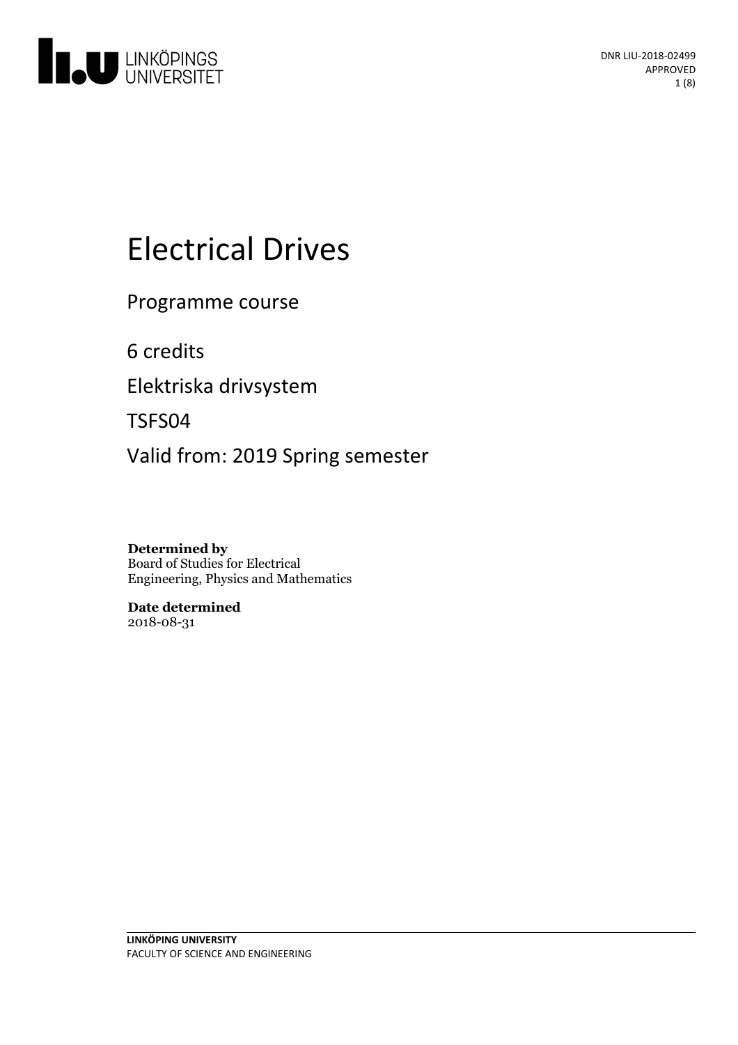# Electrical Drives

Programme course

6 credits

Elektriska drivsystem

TSFS04

Valid from: 2019 Spring semester

**Determined by**
Board of Studies for Electrical Engineering, Physics and Mathematics

**Date determined**
2018-08-31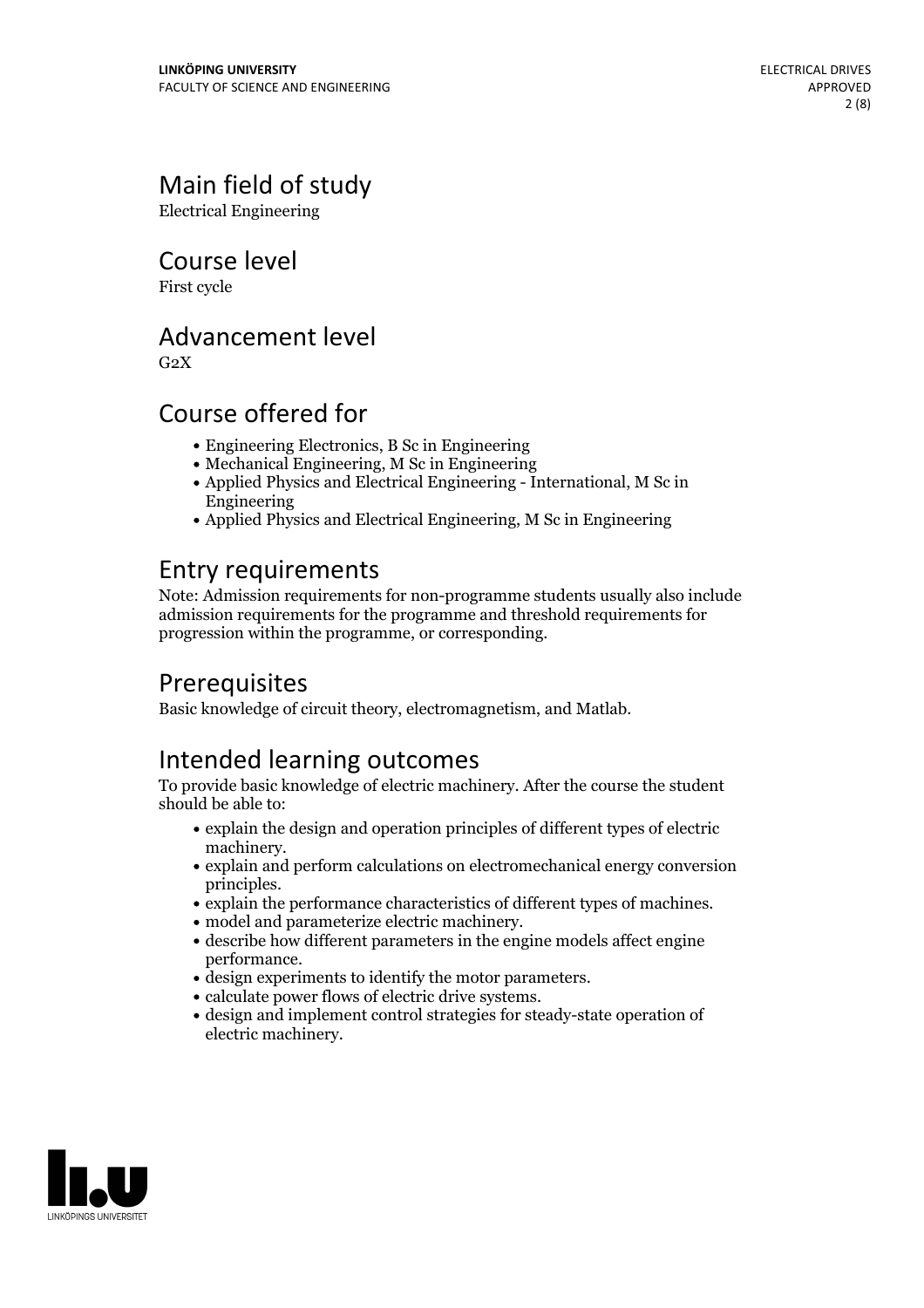## Main field of study

Electrical Engineering

## Course level

First cycle

## Advancement level

G2X

## Course offered for

- Engineering Electronics, B Sc in Engineering
- Mechanical Engineering, M Sc in Engineering
- Applied Physics and Electrical Engineering - International, M Sc in Engineering
- Applied Physics and Electrical Engineering, M Sc in Engineering

## Entry requirements

Note: Admission requirements for non-programme students usually also include admission requirements for the programme and threshold requirements for progression within the programme, or corresponding.

## Prerequisites

Basic knowledge of circuit theory, electromagnetism, and Matlab.

## Intended learning outcomes

To provide basic knowledge of electric machinery. After the course the student should be able to:

- explain the design and operation principles of different types of electric machinery.
- explain and perform calculations on electromechanical energy conversion principles.
- explain the performance characteristics of different types of machines.
- model and parameterize electric machinery.
- describe how different parameters in the engine models affect engine performance.
- design experiments to identify the motor parameters.
- calculate power flows of electric drive systems.
- design and implement control strategies for steady-state operation of electric machinery.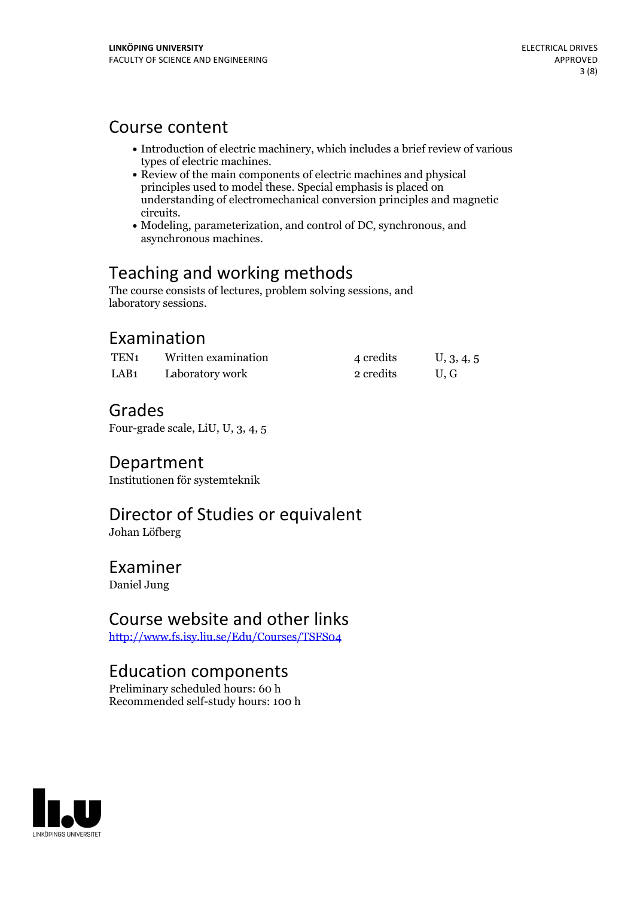## Course content

- Introduction of electric machinery, which includes a brief review of various types of electric machines.
- Review of the main components of electric machines and physical principles used to model these. Special emphasis is placed on understanding of electromechanical conversion principles and magnetic circuits.
- Modeling, parameterization, and control of DC, synchronous, and asynchronous machines.

## Teaching and working methods

The course consists of lectures, problem solving sessions, and laboratory sessions.

## Examination

| | | | |
|---|---|---|---|
| TEN1 | Written examination | 4 credits | U, 3, 4, 5 |
| LAB1 | Laboratory work | 2 credits | U, G |

## Grades

Four-grade scale, LiU, U, 3, 4, 5

## Department

Institutionen för systemteknik

## Director of Studies or equivalent

Johan Löfberg

## Examiner

Daniel Jung

## Course website and other links

[http://www.fs.isy.liu.se/Edu/Courses/TSFS04](http://www.fs.isy.liu.se/Edu/Courses/TSFS04)

## Education components

Preliminary scheduled hours: 60 h
Recommended self-study hours: 100 h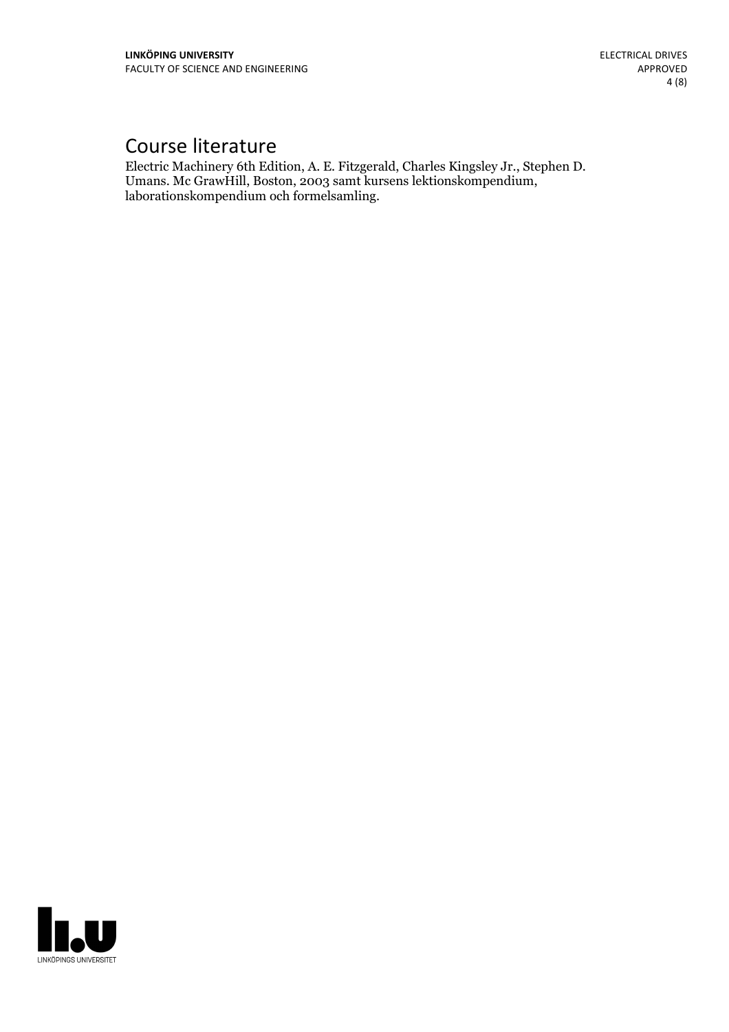# Course literature

Electric Machinery 6th Edition, A. E. Fitzgerald, Charles Kingsley Jr., Stephen D. Umans. Mc GrawHill, Boston, 2003 samt kursens lektionskompendium, laborationskompendium och formelsamling.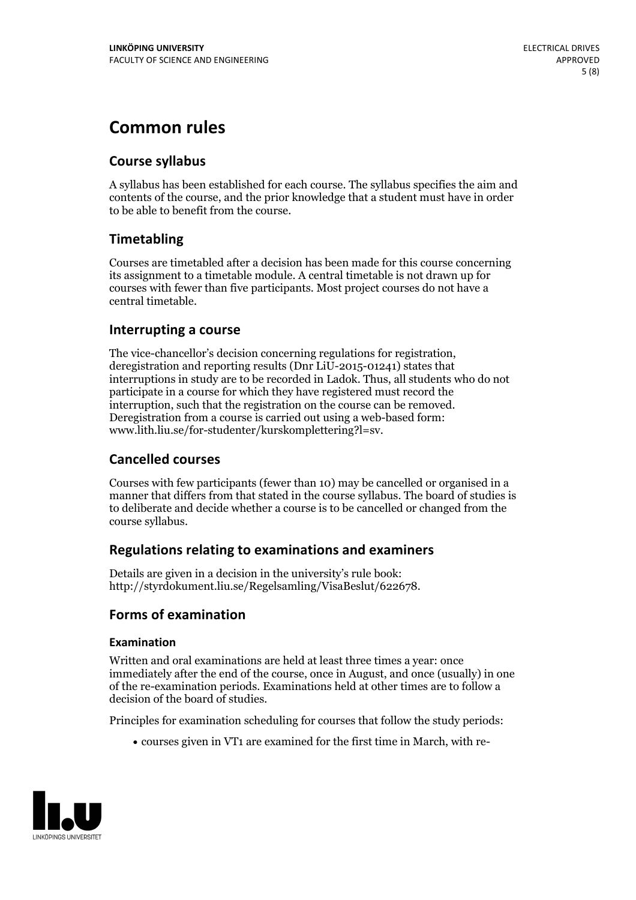# Common rules

## Course syllabus

A syllabus has been established for each course. The syllabus specifies the aim and contents of the course, and the prior knowledge that a student must have in order to be able to benefit from the course.

## Timetabling

Courses are timetabled after a decision has been made for this course concerning its assignment to a timetable module. A central timetable is not drawn up for courses with fewer than five participants. Most project courses do not have a central timetable.

## Interrupting a course

The vice-chancellor's decision concerning regulations for registration, deregistration and reporting results (Dnr LiU-2015-01241) states that interruptions in study are to be recorded in Ladok. Thus, all students who do not participate in a course for which they have registered must record the interruption, such that the registration on the course can be removed. Deregistration from a course is carried out using a web-based form: www.lith.liu.se/for-studenter/kurskomplettering?l=sv.

## Cancelled courses

Courses with few participants (fewer than 10) may be cancelled or organised in a manner that differs from that stated in the course syllabus. The board of studies is to deliberate and decide whether a course is to be cancelled or changed from the course syllabus.

## Regulations relating to examinations and examiners

Details are given in a decision in the university's rule book: http://styrdokument.liu.se/Regelsamling/VisaBeslut/622678.

## Forms of examination

### Examination

Written and oral examinations are held at least three times a year: once immediately after the end of the course, once in August, and once (usually) in one of the re-examination periods. Examinations held at other times are to follow a decision of the board of studies.

Principles for examination scheduling for courses that follow the study periods:

- courses given in VT1 are examined for the first time in March, with re-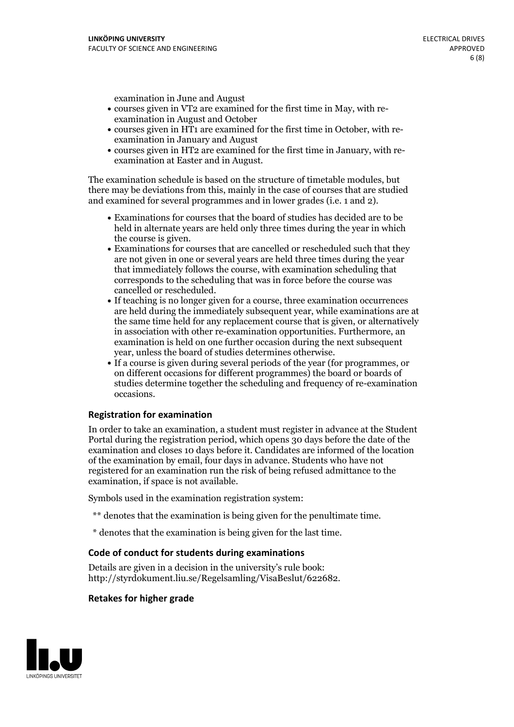examination in June and August

- courses given in VT2 are examined for the first time in May, with re-examination in August and October
- courses given in HT1 are examined for the first time in October, with re-examination in January and August
- courses given in HT2 are examined for the first time in January, with re-examination at Easter and in August.

The examination schedule is based on the structure of timetable modules, but there may be deviations from this, mainly in the case of courses that are studied and examined for several programmes and in lower grades (i.e. 1 and 2).

- Examinations for courses that the board of studies has decided are to be held in alternate years are held only three times during the year in which the course is given.
- Examinations for courses that are cancelled or rescheduled such that they are not given in one or several years are held three times during the year that immediately follows the course, with examination scheduling that corresponds to the scheduling that was in force before the course was cancelled or rescheduled.
- If teaching is no longer given for a course, three examination occurrences are held during the immediately subsequent year, while examinations are at the same time held for any replacement course that is given, or alternatively in association with other re-examination opportunities. Furthermore, an examination is held on one further occasion during the next subsequent year, unless the board of studies determines otherwise.
- If a course is given during several periods of the year (for programmes, or on different occasions for different programmes) the board or boards of studies determine together the scheduling and frequency of re-examination occasions.

### Registration for examination

In order to take an examination, a student must register in advance at the Student Portal during the registration period, which opens 30 days before the date of the examination and closes 10 days before it. Candidates are informed of the location of the examination by email, four days in advance. Students who have not registered for an examination run the risk of being refused admittance to the examination, if space is not available.

Symbols used in the examination registration system:

** denotes that the examination is being given for the penultimate time.

* denotes that the examination is being given for the last time.

### Code of conduct for students during examinations

Details are given in a decision in the university's rule book: http://styrdokument.liu.se/Regelsamling/VisaBeslut/622682.

### Retakes for higher grade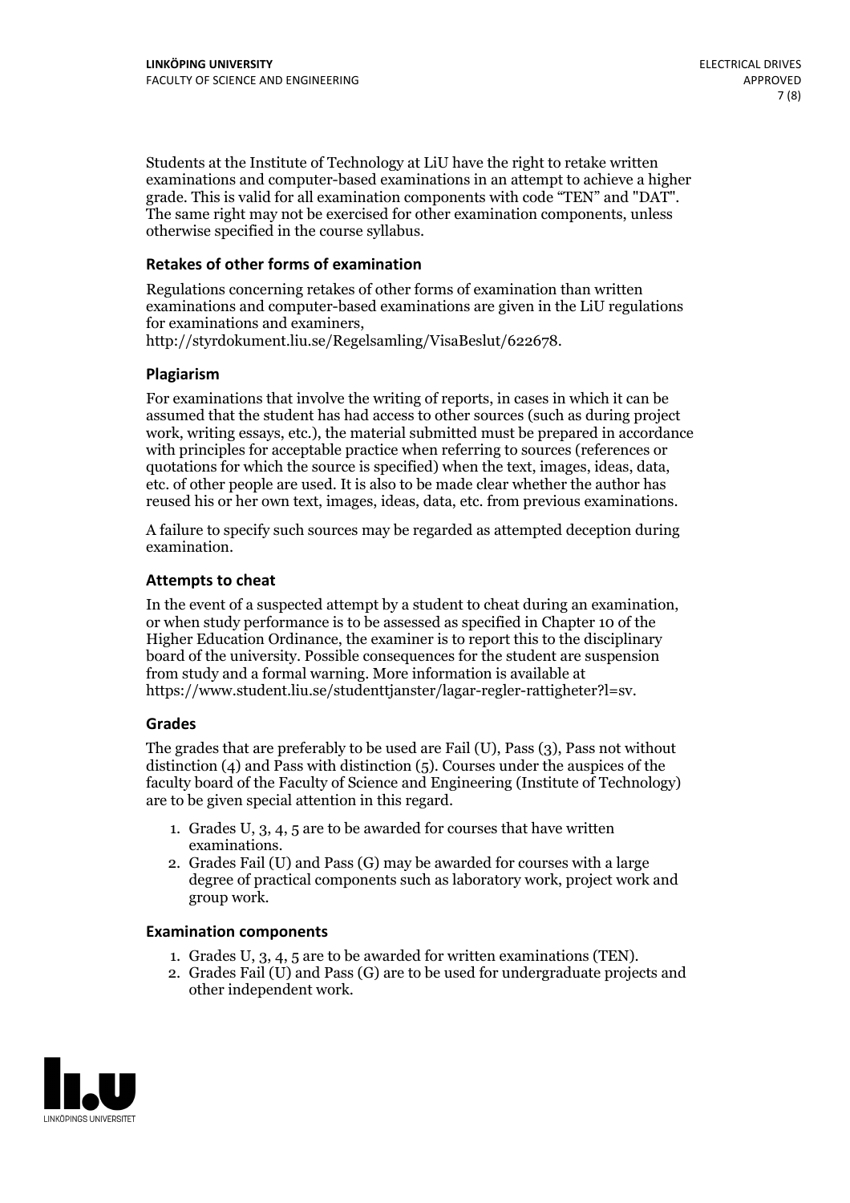Students at the Institute of Technology at LiU have the right to retake written examinations and computer-based examinations in an attempt to achieve a higher grade. This is valid for all examination components with code "TEN" and "DAT". The same right may not be exercised for other examination components, unless otherwise specified in the course syllabus.

### Retakes of other forms of examination

Regulations concerning retakes of other forms of examination than written examinations and computer-based examinations are given in the LiU regulations for examinations and examiners, http://styrdokument.liu.se/Regelsamling/VisaBeslut/622678.

### Plagiarism

For examinations that involve the writing of reports, in cases in which it can be assumed that the student has had access to other sources (such as during project work, writing essays, etc.), the material submitted must be prepared in accordance with principles for acceptable practice when referring to sources (references or quotations for which the source is specified) when the text, images, ideas, data, etc. of other people are used. It is also to be made clear whether the author has reused his or her own text, images, ideas, data, etc. from previous examinations.

A failure to specify such sources may be regarded as attempted deception during examination.

### Attempts to cheat

In the event of a suspected attempt by a student to cheat during an examination, or when study performance is to be assessed as specified in Chapter 10 of the Higher Education Ordinance, the examiner is to report this to the disciplinary board of the university. Possible consequences for the student are suspension from study and a formal warning. More information is available at https://www.student.liu.se/studenttjanster/lagar-regler-rattigheter?l=sv.

### Grades

The grades that are preferably to be used are Fail (U), Pass (3), Pass not without distinction (4) and Pass with distinction (5). Courses under the auspices of the faculty board of the Faculty of Science and Engineering (Institute of Technology) are to be given special attention in this regard.

1. Grades U, 3, 4, 5 are to be awarded for courses that have written examinations.
2. Grades Fail (U) and Pass (G) may be awarded for courses with a large degree of practical components such as laboratory work, project work and group work.

### Examination components

1. Grades U, 3, 4, 5 are to be awarded for written examinations (TEN).
2. Grades Fail (U) and Pass (G) are to be used for undergraduate projects and other independent work.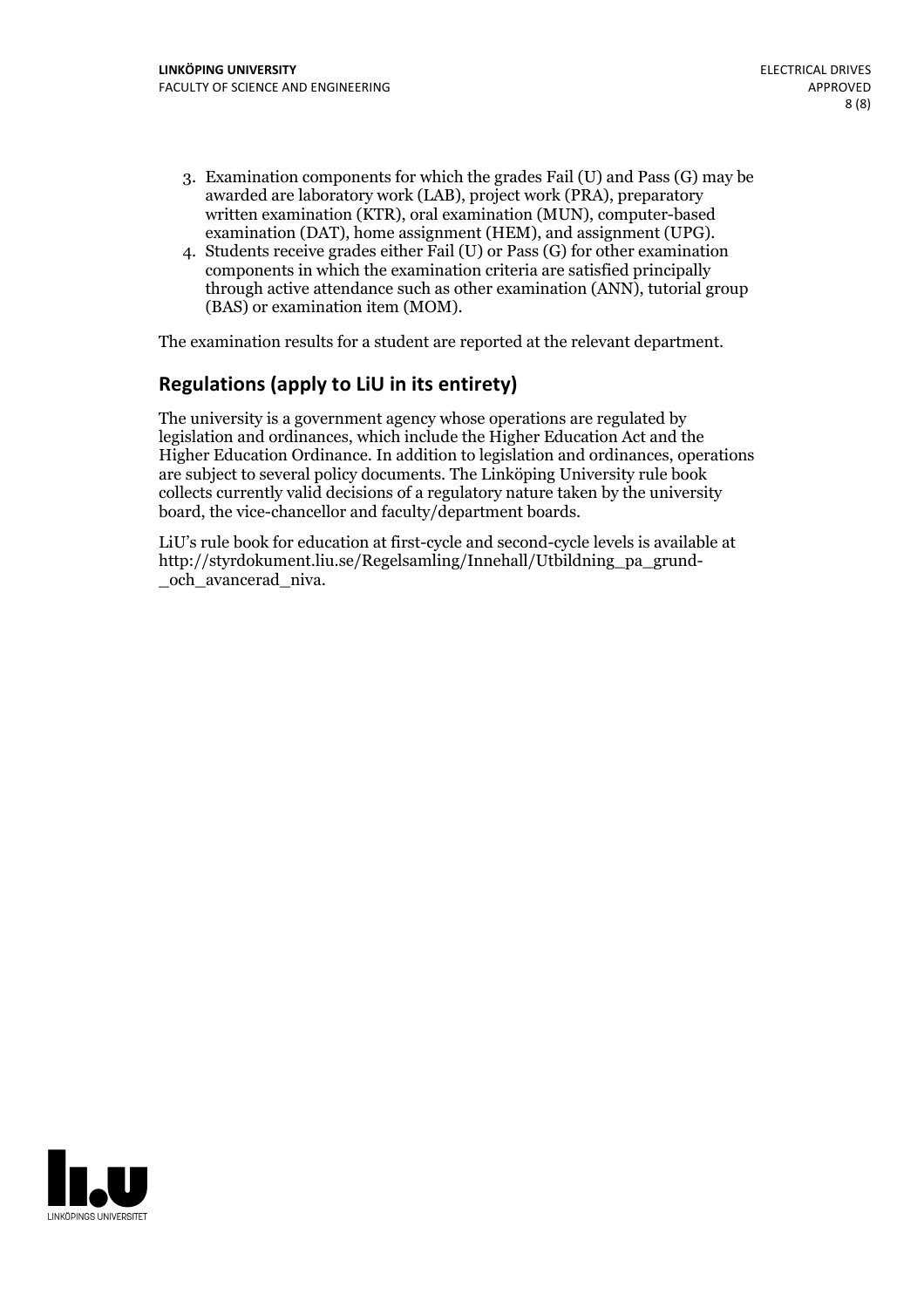3. Examination components for which the grades Fail (U) and Pass (G) may be awarded are laboratory work (LAB), project work (PRA), preparatory written examination (KTR), oral examination (MUN), computer-based examination (DAT), home assignment (HEM), and assignment (UPG).
4. Students receive grades either Fail (U) or Pass (G) for other examination components in which the examination criteria are satisfied principally through active attendance such as other examination (ANN), tutorial group (BAS) or examination item (MOM).

The examination results for a student are reported at the relevant department.

## Regulations (apply to LiU in its entirety)

The university is a government agency whose operations are regulated by legislation and ordinances, which include the Higher Education Act and the Higher Education Ordinance. In addition to legislation and ordinances, operations are subject to several policy documents. The Linköping University rule book collects currently valid decisions of a regulatory nature taken by the university board, the vice-chancellor and faculty/department boards.

LiU's rule book for education at first-cycle and second-cycle levels is available at http://styrdokument.liu.se/Regelsamling/Innehall/Utbildning_pa_grund-_och_avancerad_niva.